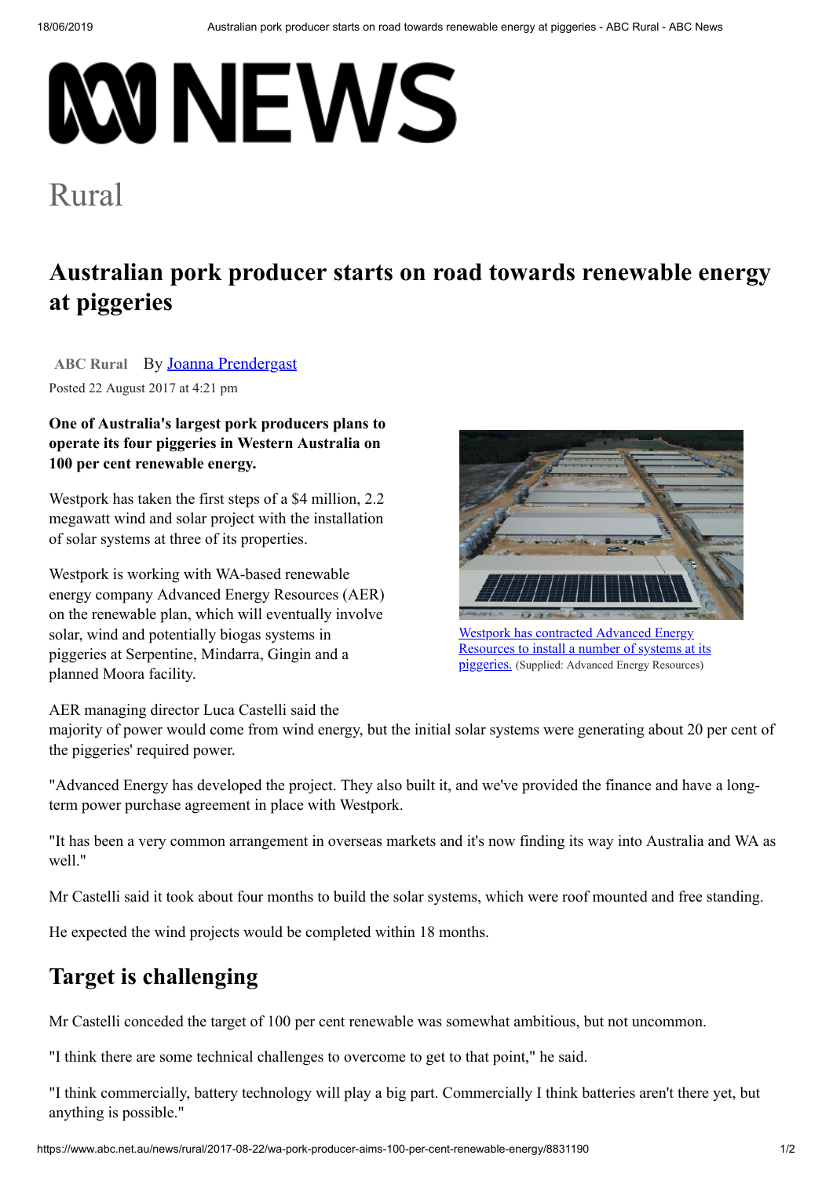# ABC NEWS

Rural

# Australian pork producer starts on road towards renewable energy at piggeries

ABC Rural By Joanna Prendergast

Posted 22 August 2017 at 4:21 pm

**One of Australia's largest pork producers plans to operate its four piggeries in Western Australia on 100 per cent renewable energy.**

Westpork has taken the first steps of a $4 million, 2.2 megawatt wind and solar project with the installation of solar systems at three of its properties.

Westpork is working with WA-based renewable energy company Advanced Energy Resources (AER) on the renewable plan, which will eventually involve solar, wind and potentially biogas systems in piggeries at Serpentine, Mindarra, Gingin and a planned Moora facility.

Westpork has contracted Advanced Energy Resources to install a number of systems at its piggeries. (Supplied: Advanced Energy Resources)

AER managing director Luca Castelli said the majority of power would come from wind energy, but the initial solar systems were generating about 20 per cent of the piggeries' required power.

"Advanced Energy has developed the project. They also built it, and we've provided the finance and have a long-term power purchase agreement in place with Westpork.

"It has been a very common arrangement in overseas markets and it's now finding its way into Australia and WA as well."

Mr Castelli said it took about four months to build the solar systems, which were roof mounted and free standing.

He expected the wind projects would be completed within 18 months.

## Target is challenging

Mr Castelli conceded the target of 100 per cent renewable was somewhat ambitious, but not uncommon.

"I think there are some technical challenges to overcome to get to that point," he said.

"I think commercially, battery technology will play a big part. Commercially I think batteries aren't there yet, but anything is possible."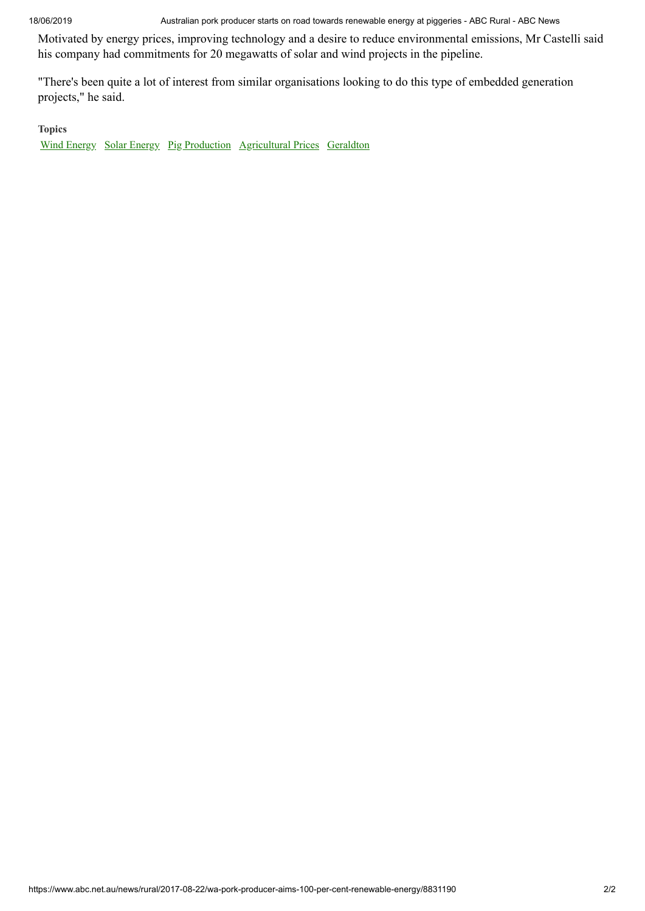Motivated by energy prices, improving technology and a desire to reduce environmental emissions, Mr Castelli said his company had commitments for 20 megawatts of solar and wind projects in the pipeline.

"There's been quite a lot of interest from similar organisations looking to do this type of embedded generation projects," he said.

**Topics**

Wind Energy   Solar Energy   Pig Production   Agricultural Prices   Geraldton